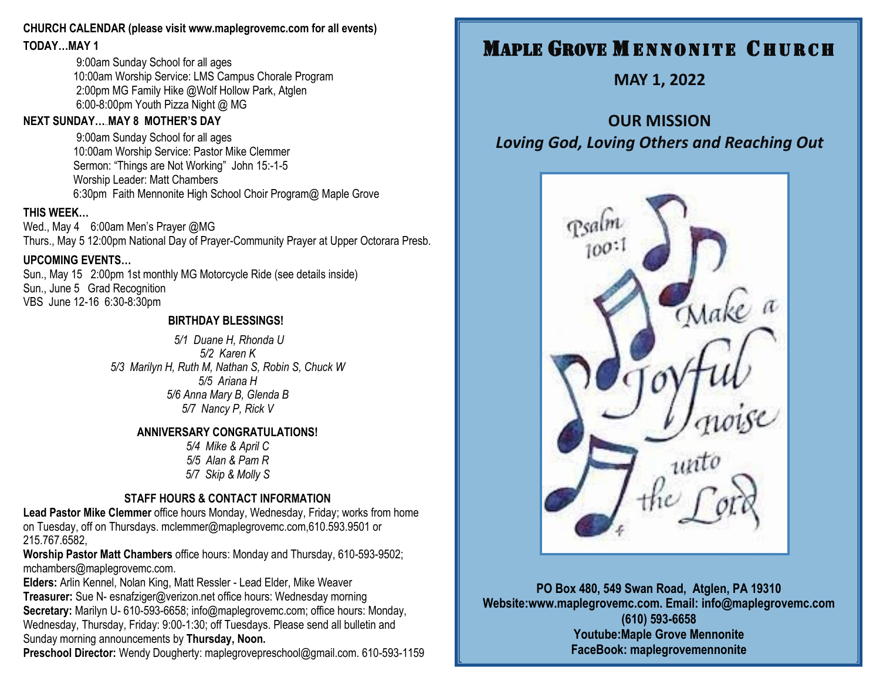**CHURCH CALENDAR (please visit www.maplegrovemc.com for all events)**

**TODAY…MAY 1**

9:00am Sunday School for all ages
10:00am Worship Service: LMS Campus Chorale Program
2:00pm MG Family Hike @Wolf Hollow Park, Atglen
6:00-8:00pm Youth Pizza Night @ MG

**NEXT SUNDAY….MAY 8 MOTHER'S DAY**

9:00am Sunday School for all ages
10:00am Worship Service: Pastor Mike Clemmer
Sermon: "Things are Not Working" John 15:-1-5
Worship Leader: Matt Chambers
6:30pm Faith Mennonite High School Choir Program@ Maple Grove

**THIS WEEK…**

Wed., May 4 6:00am Men's Prayer @MG
Thurs., May 5 12:00pm National Day of Prayer-Community Prayer at Upper Octorara Presb.

**UPCOMING EVENTS…**

Sun., May 15 2:00pm 1st monthly MG Motorcycle Ride (see details inside)
Sun., June 5 Grad Recognition
VBS June 12-16 6:30-8:30pm

**BIRTHDAY BLESSINGS!**

*5/1 Duane H, Rhonda U*
*5/2 Karen K*
*5/3 Marilyn H, Ruth M, Nathan S, Robin S, Chuck W*
*5/5 Ariana H*
*5/6 Anna Mary B, Glenda B*
*5/7 Nancy P, Rick V*

**ANNIVERSARY CONGRATULATIONS!**

*5/4 Mike & April C*
*5/5 Alan & Pam R*
*5/7 Skip & Molly S*

**STAFF HOURS & CONTACT INFORMATION**

**Lead Pastor Mike Clemmer** office hours Monday, Wednesday, Friday; works from home on Tuesday, off on Thursdays. mclemmer@maplegrovemc.com,610.593.9501 or 215.767.6582,

**Worship Pastor Matt Chambers** office hours: Monday and Thursday, 610-593-9502; mchambers@maplegrovemc.com.

**Elders:** Arlin Kennel, Nolan King, Matt Ressler - Lead Elder, Mike Weaver

**Treasurer:** Sue N- esnafziger@verizon.net office hours: Wednesday morning

**Secretary:** Marilyn U- 610-593-6658; info@maplegrovemc.com; office hours: Monday, Wednesday, Thursday, Friday: 9:00-1:30; off Tuesdays. Please send all bulletin and Sunday morning announcements by **Thursday, Noon.**

**Preschool Director:** Wendy Dougherty: maplegrovepreschool@gmail.com. 610-593-1159

# MAPLE GROVE MENNONITE CHURCH

**MAY 1, 2022**

## OUR MISSION

***Loving God, Loving Others and Reaching Out***

Psalm 100:1 Make a Joyful noise unto the Lord

**PO Box 480, 549 Swan Road, Atglen, PA 19310**
**Website:www.maplegrovemc.com. Email: info@maplegrovemc.com**
**(610) 593-6658**
**Youtube:Maple Grove Mennonite**
**FaceBook: maplegrovemennonite**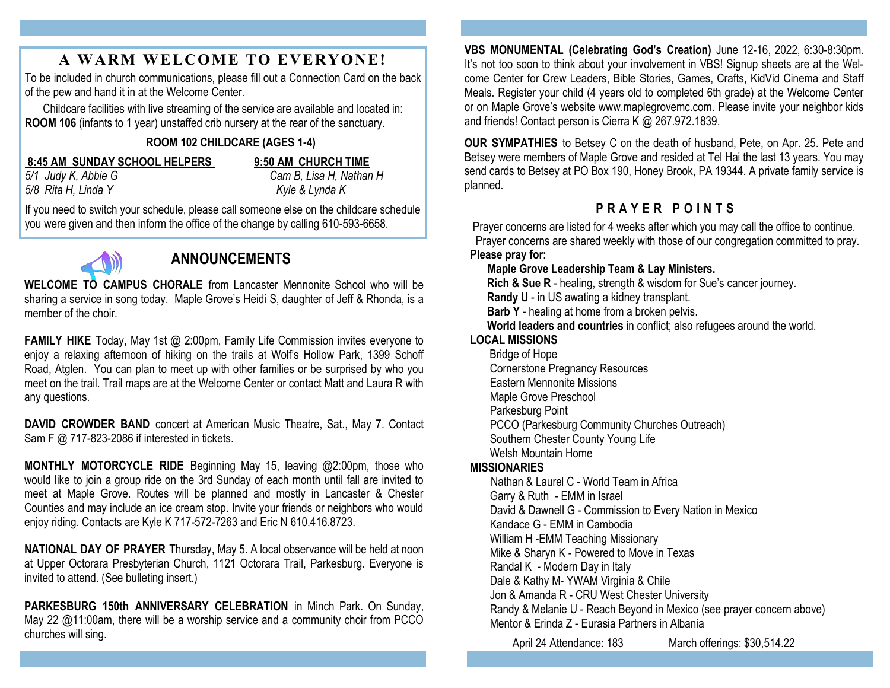## A WARM WELCOME TO EVERYONE!

To be included in church communications, please fill out a Connection Card on the back of the pew and hand it in at the Welcome Center.

Childcare facilities with live streaming of the service are available and located in: **ROOM 106** (infants to 1 year) unstaffed crib nursery at the rear of the sanctuary.

**ROOM 102 CHILDCARE (AGES 1-4)**

| **8:45 AM SUNDAY SCHOOL HELPERS** | **9:50 AM CHURCH TIME** |
|---|---|
| *5/1 Judy K, Abbie G* | *Cam B, Lisa H, Nathan H* |
| *5/8 Rita H, Linda Y* | *Kyle & Lynda K* |

If you need to switch your schedule, please call someone else on the childcare schedule you were given and then inform the office of the change by calling 610-593-6658.

## ANNOUNCEMENTS

**WELCOME TO CAMPUS CHORALE** from Lancaster Mennonite School who will be sharing a service in song today. Maple Grove's Heidi S, daughter of Jeff & Rhonda, is a member of the choir.

**FAMILY HIKE** Today, May 1st @ 2:00pm, Family Life Commission invites everyone to enjoy a relaxing afternoon of hiking on the trails at Wolf's Hollow Park, 1399 Schoff Road, Atglen. You can plan to meet up with other families or be surprised by who you meet on the trail. Trail maps are at the Welcome Center or contact Matt and Laura R with any questions.

**DAVID CROWDER BAND** concert at American Music Theatre, Sat., May 7. Contact Sam F @ 717-823-2086 if interested in tickets.

**MONTHLY MOTORCYCLE RIDE** Beginning May 15, leaving @2:00pm, those who would like to join a group ride on the 3rd Sunday of each month until fall are invited to meet at Maple Grove. Routes will be planned and mostly in Lancaster & Chester Counties and may include an ice cream stop. Invite your friends or neighbors who would enjoy riding. Contacts are Kyle K 717-572-7263 and Eric N 610.416.8723.

**NATIONAL DAY OF PRAYER** Thursday, May 5. A local observance will be held at noon at Upper Octorara Presbyterian Church, 1121 Octorara Trail, Parkesburg. Everyone is invited to attend. (See bulleting insert.)

**PARKESBURG 150th ANNIVERSARY CELEBRATION** in Minch Park. On Sunday, May 22 @11:00am, there will be a worship service and a community choir from PCCO churches will sing.

**VBS MONUMENTAL (Celebrating God's Creation)** June 12-16, 2022, 6:30-8:30pm. It's not too soon to think about your involvement in VBS! Signup sheets are at the Welcome Center for Crew Leaders, Bible Stories, Games, Crafts, KidVid Cinema and Staff Meals. Register your child (4 years old to completed 6th grade) at the Welcome Center or on Maple Grove's website www.maplegrovemc.com. Please invite your neighbor kids and friends! Contact person is Cierra K @ 267.972.1839.

**OUR SYMPATHIES** to Betsey C on the death of husband, Pete, on Apr. 25. Pete and Betsey were members of Maple Grove and resided at Tel Hai the last 13 years. You may send cards to Betsey at PO Box 190, Honey Brook, PA 19344. A private family service is planned.

## PRAYER POINTS

Prayer concerns are listed for 4 weeks after which you may call the office to continue. Prayer concerns are shared weekly with those of our congregation committed to pray.

**Please pray for:**

**Maple Grove Leadership Team & Lay Ministers.**
**Rich & Sue R** - healing, strength & wisdom for Sue's cancer journey.
**Randy U** - in US awating a kidney transplant.
**Barb Y** - healing at home from a broken pelvis.
**World leaders and countries** in conflict; also refugees around the world.

**LOCAL MISSIONS**

Bridge of Hope
Cornerstone Pregnancy Resources
Eastern Mennonite Missions
Maple Grove Preschool
Parkesburg Point
PCCO (Parkesburg Community Churches Outreach)
Southern Chester County Young Life
Welsh Mountain Home

**MISSIONARIES**

Nathan & Laurel C - World Team in Africa
Garry & Ruth - EMM in Israel
David & Dawnell G - Commission to Every Nation in Mexico
Kandace G - EMM in Cambodia
William H -EMM Teaching Missionary
Mike & Sharyn K - Powered to Move in Texas
Randal K - Modern Day in Italy
Dale & Kathy M- YWAM Virginia & Chile
Jon & Amanda R - CRU West Chester University
Randy & Melanie U - Reach Beyond in Mexico (see prayer concern above)
Mentor & Erinda Z - Eurasia Partners in Albania

April 24 Attendance: 183 March offerings: $30,514.22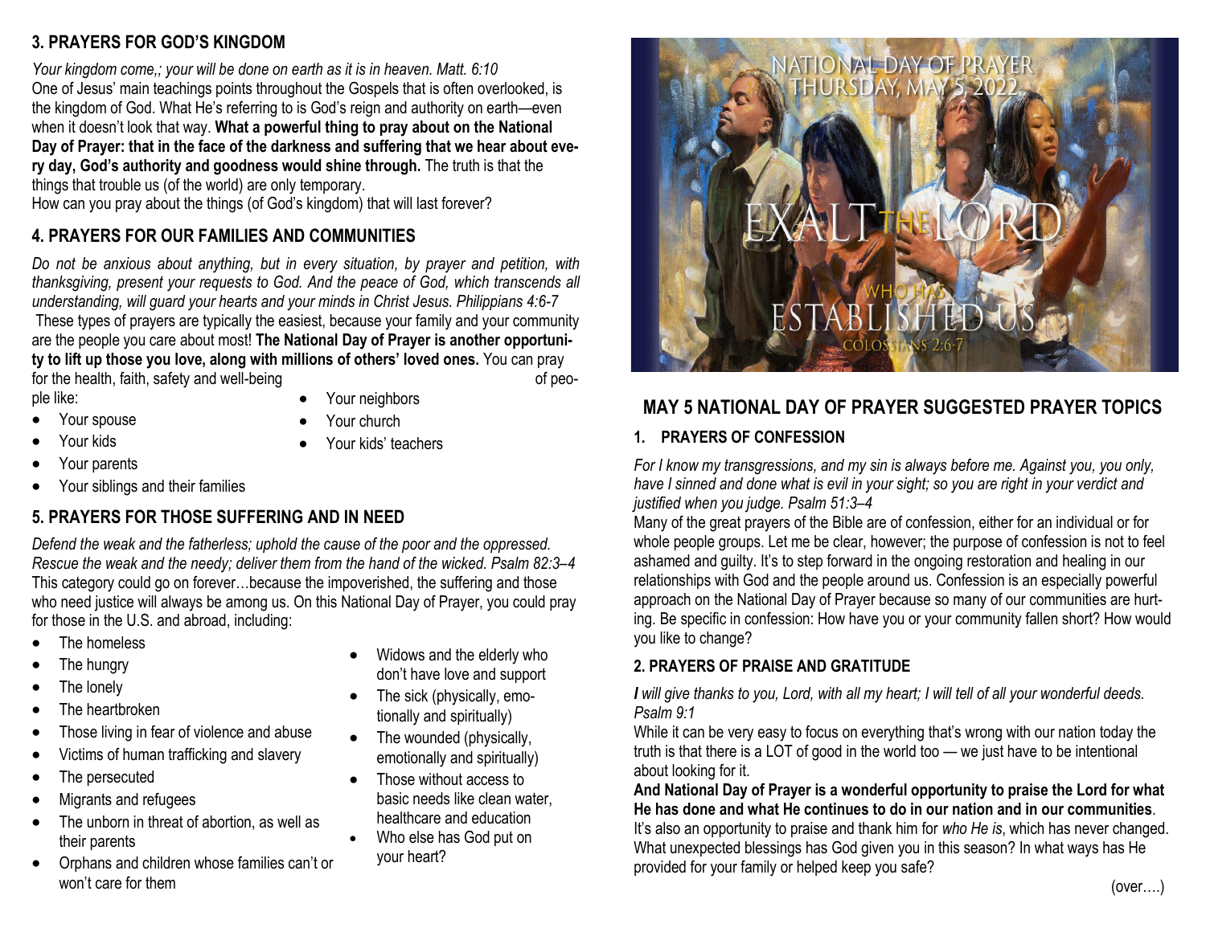## 3. PRAYERS FOR GOD'S KINGDOM

*Your kingdom come,; your will be done on earth as it is in heaven. Matt. 6:10*

One of Jesus' main teachings points throughout the Gospels that is often overlooked, is the kingdom of God. What He's referring to is God's reign and authority on earth—even when it doesn't look that way. **What a powerful thing to pray about on the National Day of Prayer: that in the face of the darkness and suffering that we hear about every day, God's authority and goodness would shine through.** The truth is that the things that trouble us (of the world) are only temporary.

How can you pray about the things (of God's kingdom) that will last forever?

## 4. PRAYERS FOR OUR FAMILIES AND COMMUNITIES

*Do not be anxious about anything, but in every situation, by prayer and petition, with thanksgiving, present your requests to God. And the peace of God, which transcends all understanding, will guard your hearts and your minds in Christ Jesus. Philippians 4:6-7*

These types of prayers are typically the easiest, because your family and your community are the people you care about most! **The National Day of Prayer is another opportunity to lift up those you love, along with millions of others' loved ones.** You can pray for the health, faith, safety and well-being of people like:

- Your spouse
- Your kids
- Your parents
- Your siblings and their families
- Your neighbors
- Your church
- Your kids' teachers

## 5. PRAYERS FOR THOSE SUFFERING AND IN NEED

*Defend the weak and the fatherless; uphold the cause of the poor and the oppressed. Rescue the weak and the needy; deliver them from the hand of the wicked. Psalm 82:3–4*

This category could go on forever…because the impoverished, the suffering and those who need justice will always be among us. On this National Day of Prayer, you could pray for those in the U.S. and abroad, including:

- The homeless
- The hungry
- The lonely
- The heartbroken
- Those living in fear of violence and abuse
- Victims of human trafficking and slavery
- The persecuted
- Migrants and refugees
- The unborn in threat of abortion, as well as their parents
- Orphans and children whose families can't or won't care for them
- Widows and the elderly who don't have love and support
- The sick (physically, emotionally and spiritually)
- The wounded (physically, emotionally and spiritually)
- Those without access to basic needs like clean water, healthcare and education
- Who else has God put on your heart?

NATIONAL DAY OF PRAYER
THURSDAY, MAY 5, 2022

EXALT THE LORD WHO HAS ESTABLISHED US

COLOSSIANS 2:6-7

## MAY 5 NATIONAL DAY OF PRAYER SUGGESTED PRAYER TOPICS

### 1. PRAYERS OF CONFESSION

*For I know my transgressions, and my sin is always before me. Against you, you only, have I sinned and done what is evil in your sight; so you are right in your verdict and justified when you judge. Psalm 51:3–4*

Many of the great prayers of the Bible are of confession, either for an individual or for whole people groups. Let me be clear, however; the purpose of confession is not to feel ashamed and guilty. It's to step forward in the ongoing restoration and healing in our relationships with God and the people around us. Confession is an especially powerful approach on the National Day of Prayer because so many of our communities are hurting. Be specific in confession: How have you or your community fallen short? How would you like to change?

### 2. PRAYERS OF PRAISE AND GRATITUDE

***I** will give thanks to you, Lord, with all my heart; I will tell of all your wonderful deeds. Psalm 9:1*

While it can be very easy to focus on everything that's wrong with our nation today the truth is that there is a LOT of good in the world too — we just have to be intentional about looking for it.

**And National Day of Prayer is a wonderful opportunity to praise the Lord for what He has done and what He continues to do in our nation and in our communities**. It's also an opportunity to praise and thank him for *who He is*, which has never changed. What unexpected blessings has God given you in this season? In what ways has He provided for your family or helped keep you safe?

(over….)